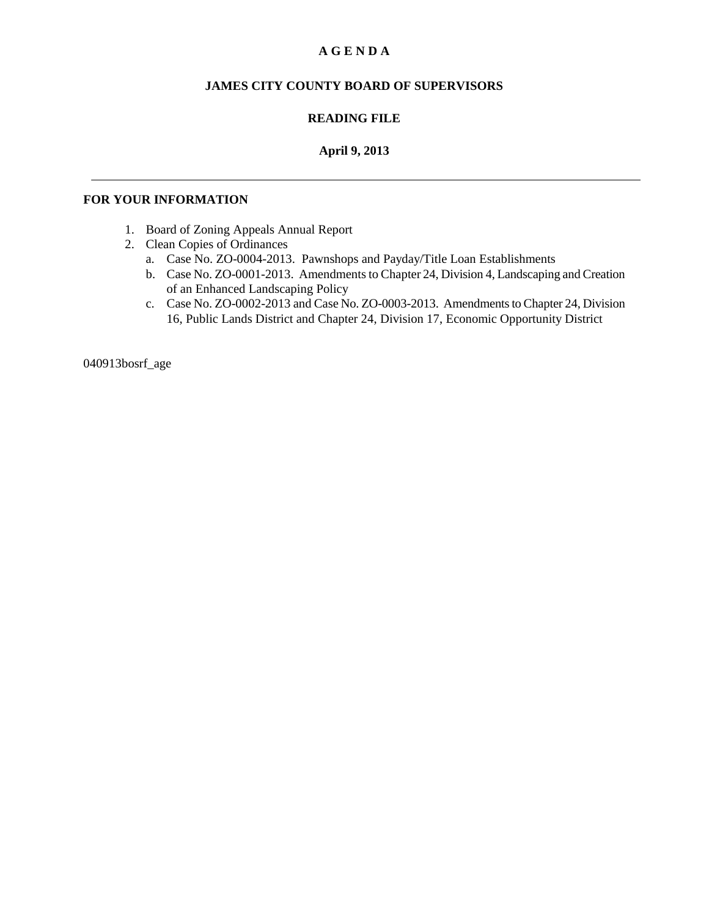# A G E N D A

## JAMES CITY COUNTY BOARD OF SUPERVISORS

## READING FILE

### April 9, 2013

---

**FOR YOUR INFORMATION**

1. Board of Zoning Appeals Annual Report
2. Clean Copies of Ordinances
   a. Case No. ZO-0004-2013. Pawnshops and Payday/Title Loan Establishments
   b. Case No. ZO-0001-2013. Amendments to Chapter 24, Division 4, Landscaping and Creation of an Enhanced Landscaping Policy
   c. Case No. ZO-0002-2013 and Case No. ZO-0003-2013. Amendments to Chapter 24, Division 16, Public Lands District and Chapter 24, Division 17, Economic Opportunity District

040913bosrf_age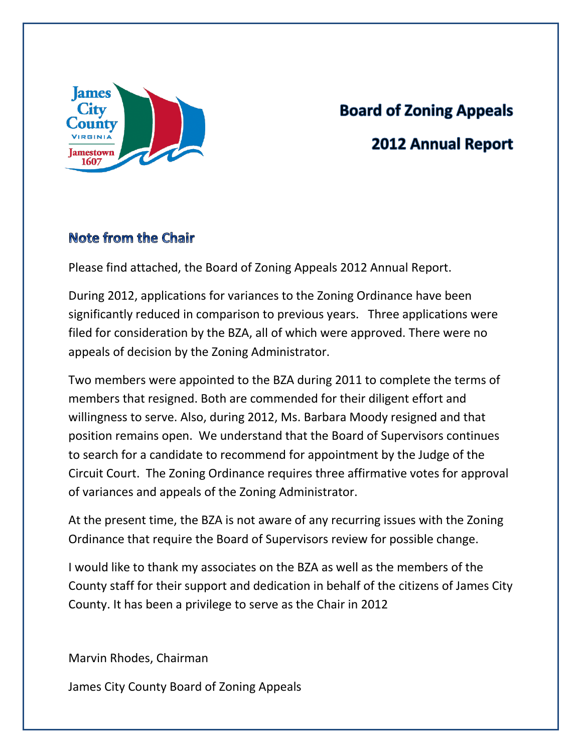# Board of Zoning Appeals

# 2012 Annual Report

## Note from the Chair

Please find attached, the Board of Zoning Appeals 2012 Annual Report.

During 2012, applications for variances to the Zoning Ordinance have been significantly reduced in comparison to previous years. Three applications were filed for consideration by the BZA, all of which were approved. There were no appeals of decision by the Zoning Administrator.

Two members were appointed to the BZA during 2011 to complete the terms of members that resigned. Both are commended for their diligent effort and willingness to serve. Also, during 2012, Ms. Barbara Moody resigned and that position remains open. We understand that the Board of Supervisors continues to search for a candidate to recommend for appointment by the Judge of the Circuit Court. The Zoning Ordinance requires three affirmative votes for approval of variances and appeals of the Zoning Administrator.

At the present time, the BZA is not aware of any recurring issues with the Zoning Ordinance that require the Board of Supervisors review for possible change.

I would like to thank my associates on the BZA as well as the members of the County staff for their support and dedication in behalf of the citizens of James City County. It has been a privilege to serve as the Chair in 2012

Marvin Rhodes, Chairman

James City County Board of Zoning Appeals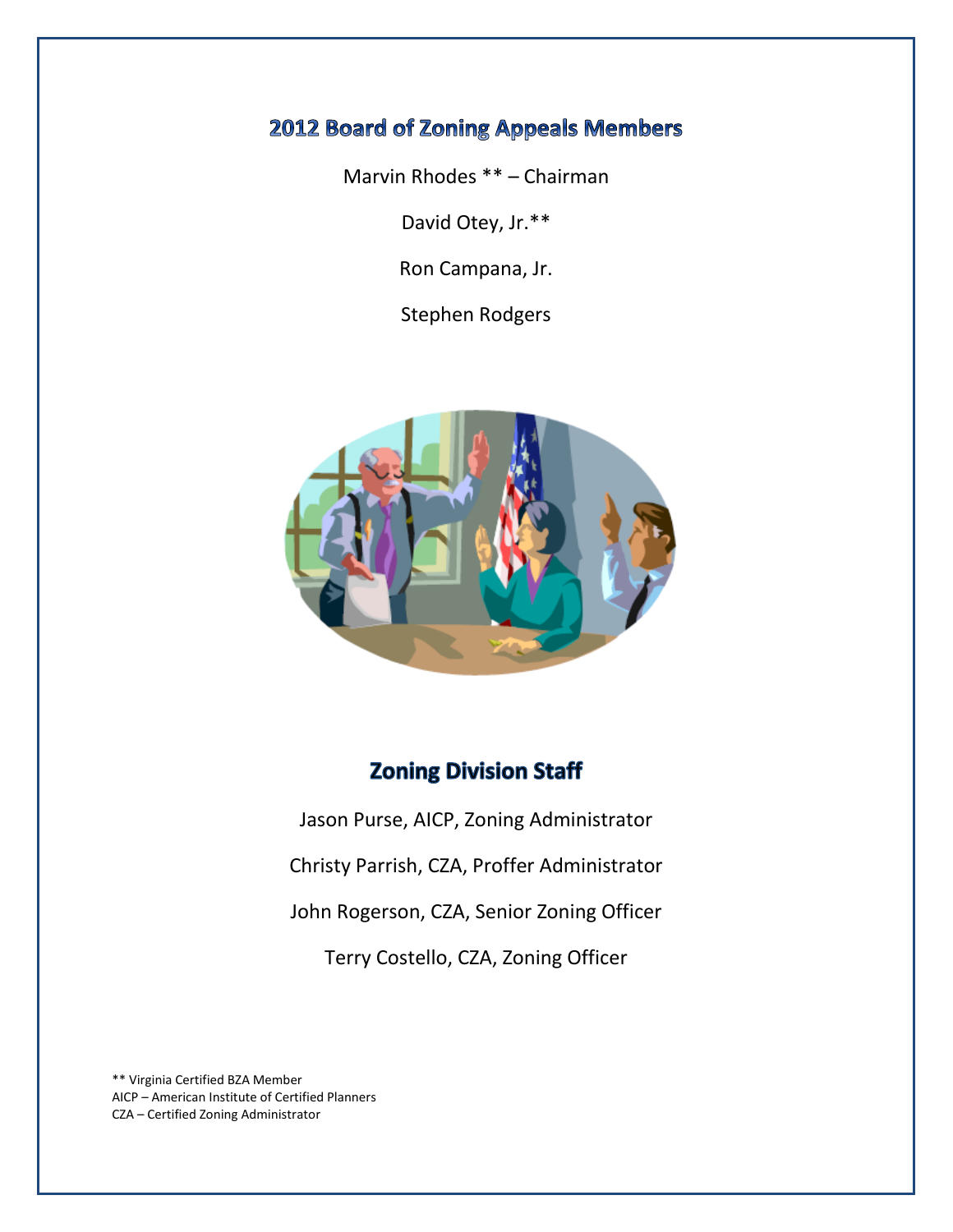## 2012 Board of Zoning Appeals Members

Marvin Rhodes ** – Chairman

David Otey, Jr.**

Ron Campana, Jr.

Stephen Rodgers

## Zoning Division Staff

Jason Purse, AICP, Zoning Administrator

Christy Parrish, CZA, Proffer Administrator

John Rogerson, CZA, Senior Zoning Officer

Terry Costello, CZA, Zoning Officer

** Virginia Certified BZA Member
AICP – American Institute of Certified Planners
CZA – Certified Zoning Administrator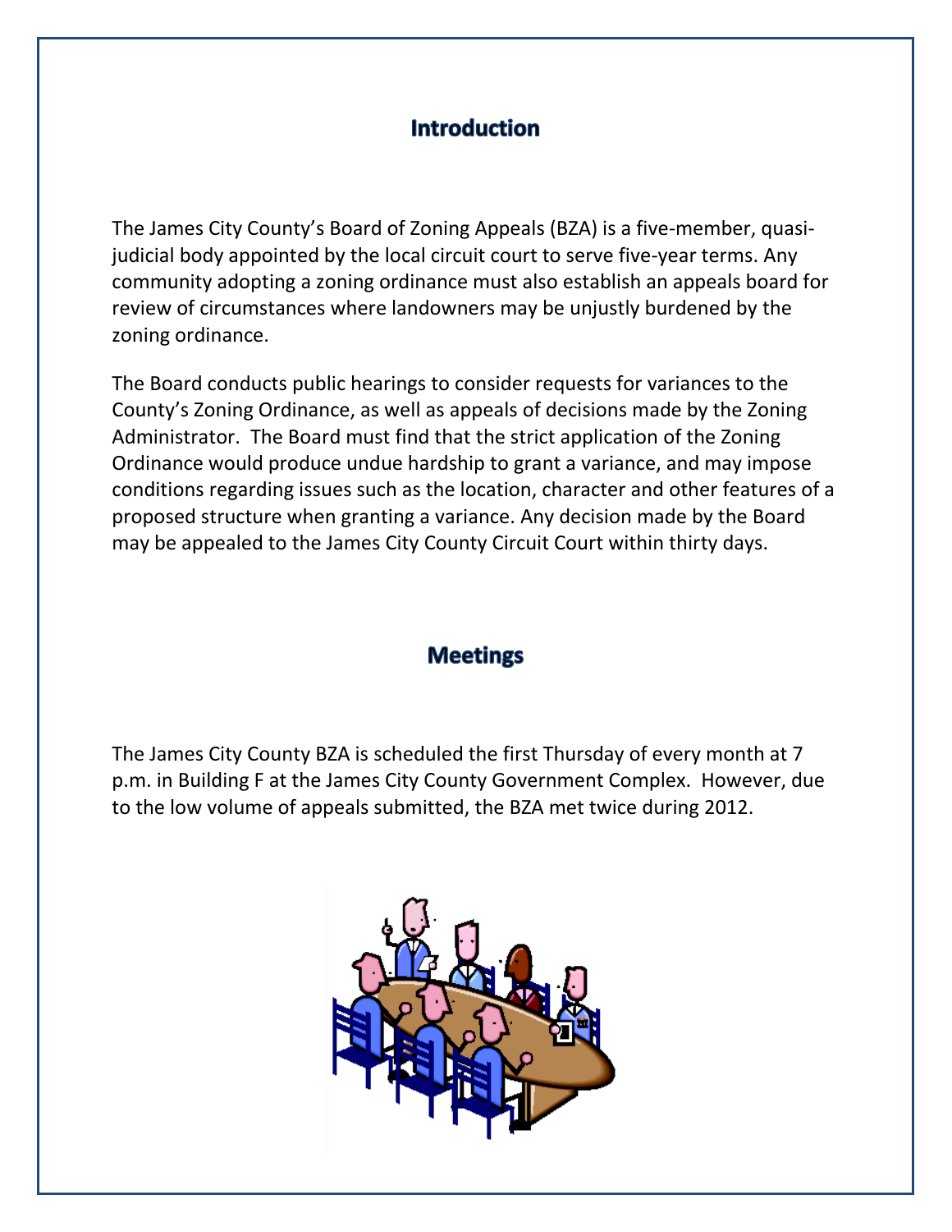## Introduction

The James City County's Board of Zoning Appeals (BZA) is a five-member, quasi-judicial body appointed by the local circuit court to serve five-year terms. Any community adopting a zoning ordinance must also establish an appeals board for review of circumstances where landowners may be unjustly burdened by the zoning ordinance.

The Board conducts public hearings to consider requests for variances to the County's Zoning Ordinance, as well as appeals of decisions made by the Zoning Administrator. The Board must find that the strict application of the Zoning Ordinance would produce undue hardship to grant a variance, and may impose conditions regarding issues such as the location, character and other features of a proposed structure when granting a variance. Any decision made by the Board may be appealed to the James City County Circuit Court within thirty days.

## Meetings

The James City County BZA is scheduled the first Thursday of every month at 7 p.m. in Building F at the James City County Government Complex. However, due to the low volume of appeals submitted, the BZA met twice during 2012.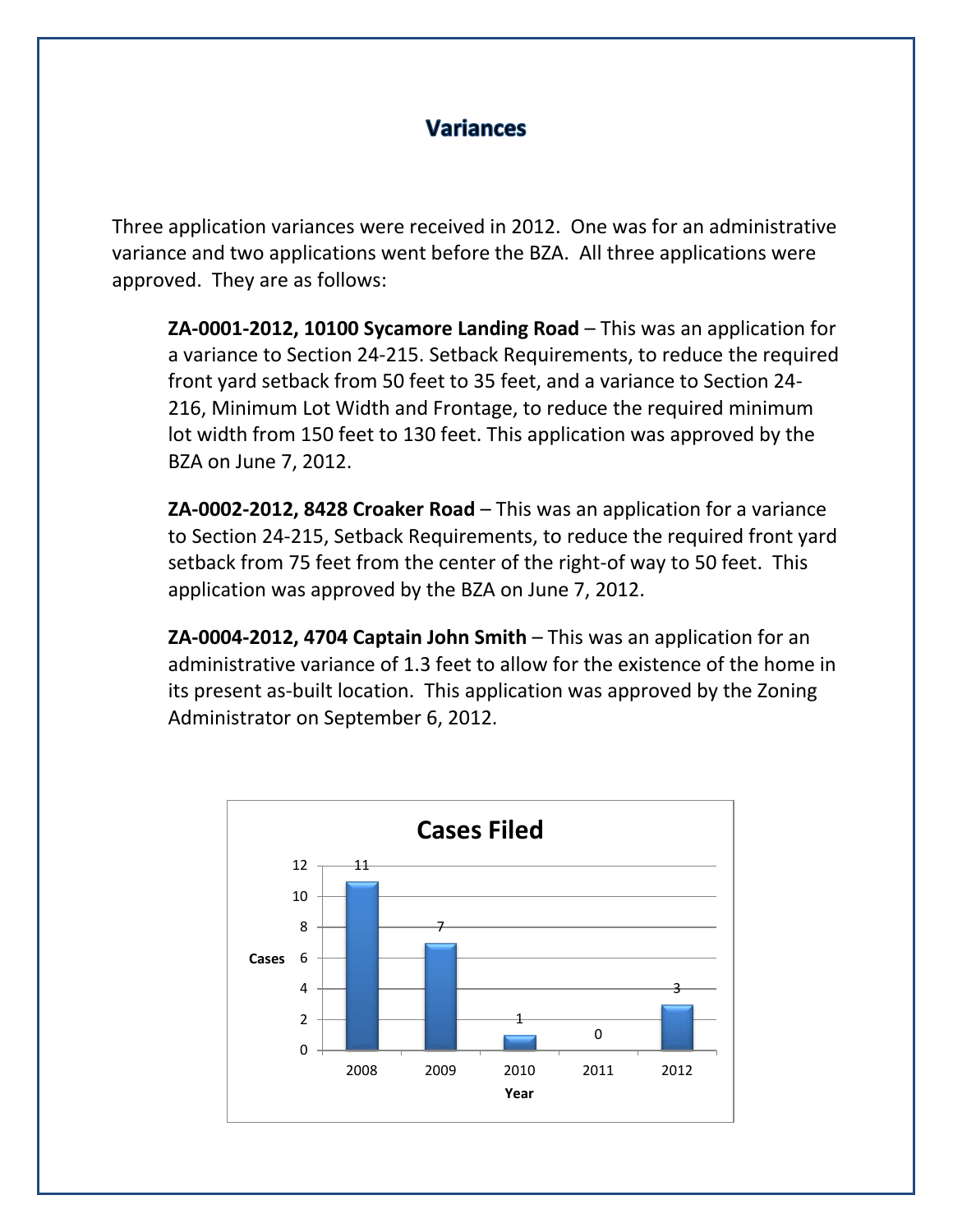# Variances

Three application variances were received in 2012. One was for an administrative variance and two applications went before the BZA. All three applications were approved. They are as follows:

**ZA-0001-2012, 10100 Sycamore Landing Road** – This was an application for a variance to Section 24-215. Setback Requirements, to reduce the required front yard setback from 50 feet to 35 feet, and a variance to Section 24-216, Minimum Lot Width and Frontage, to reduce the required minimum lot width from 150 feet to 130 feet. This application was approved by the BZA on June 7, 2012.

**ZA-0002-2012, 8428 Croaker Road** – This was an application for a variance to Section 24-215, Setback Requirements, to reduce the required front yard setback from 75 feet from the center of the right-of way to 50 feet. This application was approved by the BZA on June 7, 2012.

**ZA-0004-2012, 4704 Captain John Smith** – This was an application for an administrative variance of 1.3 feet to allow for the existence of the home in its present as-built location. This application was approved by the Zoning Administrator on September 6, 2012.

**Cases Filed**

| Year | Cases |
|---|---|
| 2008 | 11 |
| 2009 | 7 |
| 2010 | 1 |
| 2011 | 0 |
| 2012 | 3 |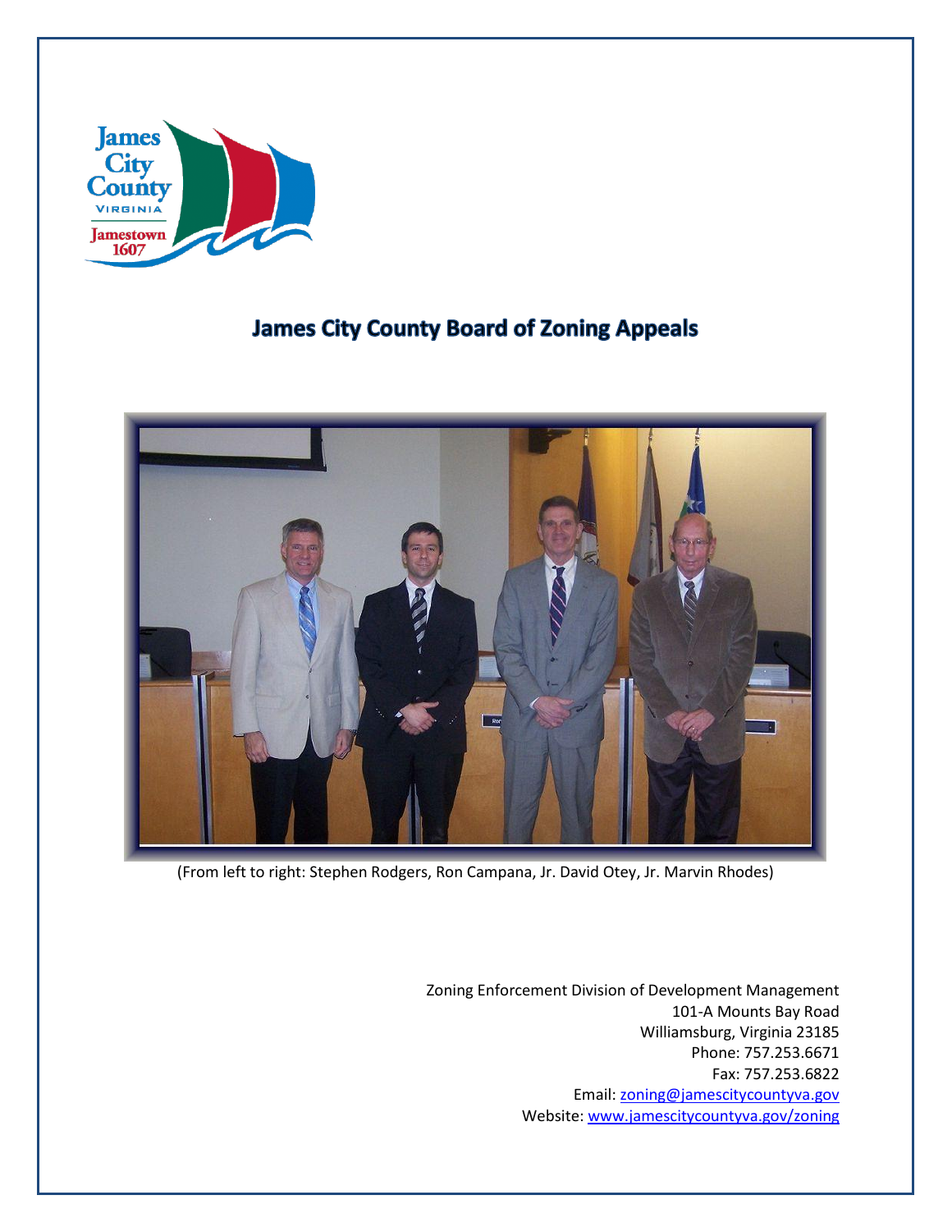# James City County Board of Zoning Appeals

(From left to right: Stephen Rodgers, Ron Campana, Jr. David Otey, Jr. Marvin Rhodes)

Zoning Enforcement Division of Development Management
101-A Mounts Bay Road
Williamsburg, Virginia 23185
Phone: 757.253.6671
Fax: 757.253.6822
Email: zoning@jamescitycountyva.gov
Website: www.jamescitycountyva.gov/zoning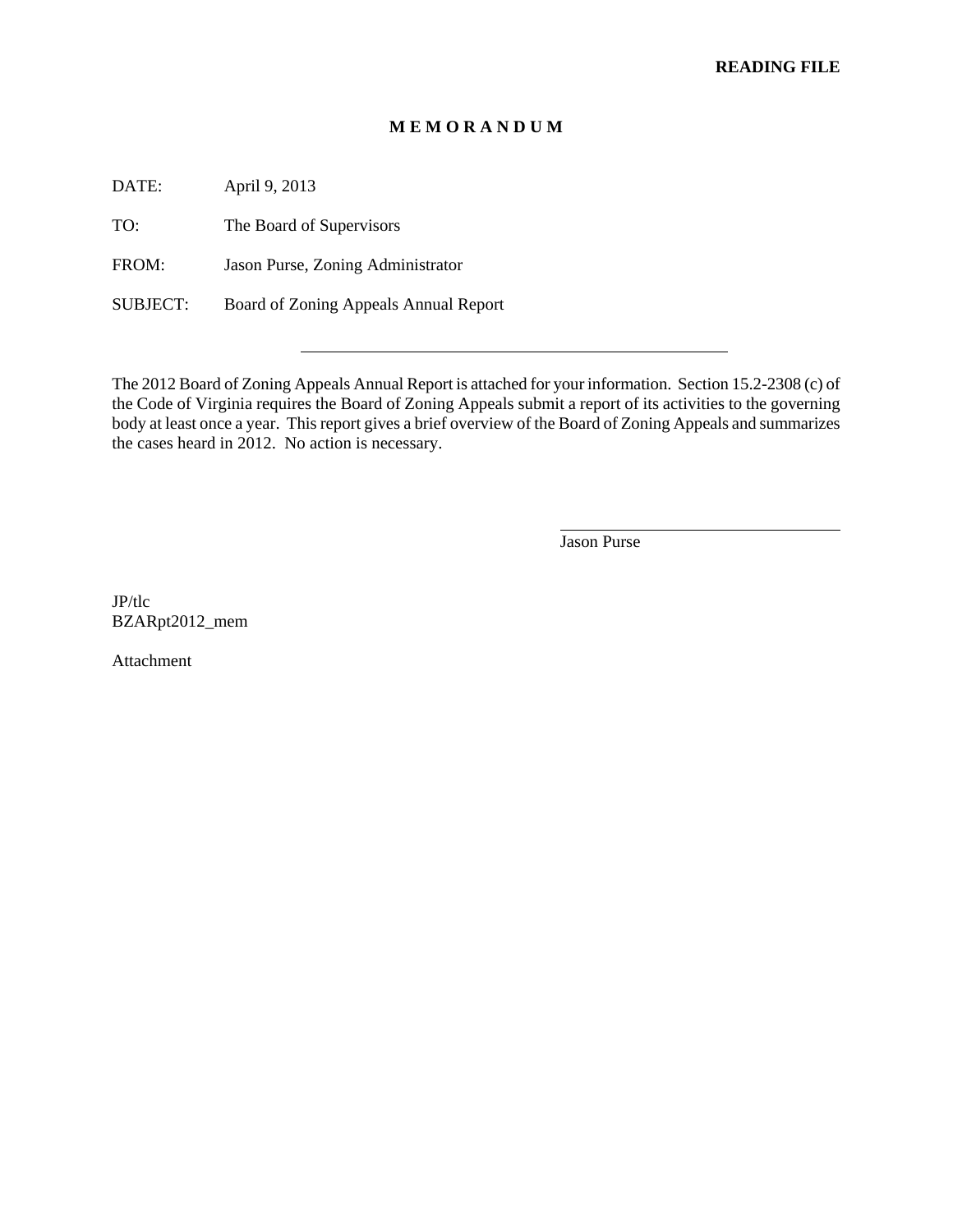**READING FILE**

# M E M O R A N D U M

DATE: April 9, 2013

TO: The Board of Supervisors

FROM: Jason Purse, Zoning Administrator

SUBJECT: Board of Zoning Appeals Annual Report

---

The 2012 Board of Zoning Appeals Annual Report is attached for your information. Section 15.2-2308 (c) of the Code of Virginia requires the Board of Zoning Appeals submit a report of its activities to the governing body at least once a year. This report gives a brief overview of the Board of Zoning Appeals and summarizes the cases heard in 2012. No action is necessary.

Jason Purse

JP/tlc
BZARpt2012_mem

Attachment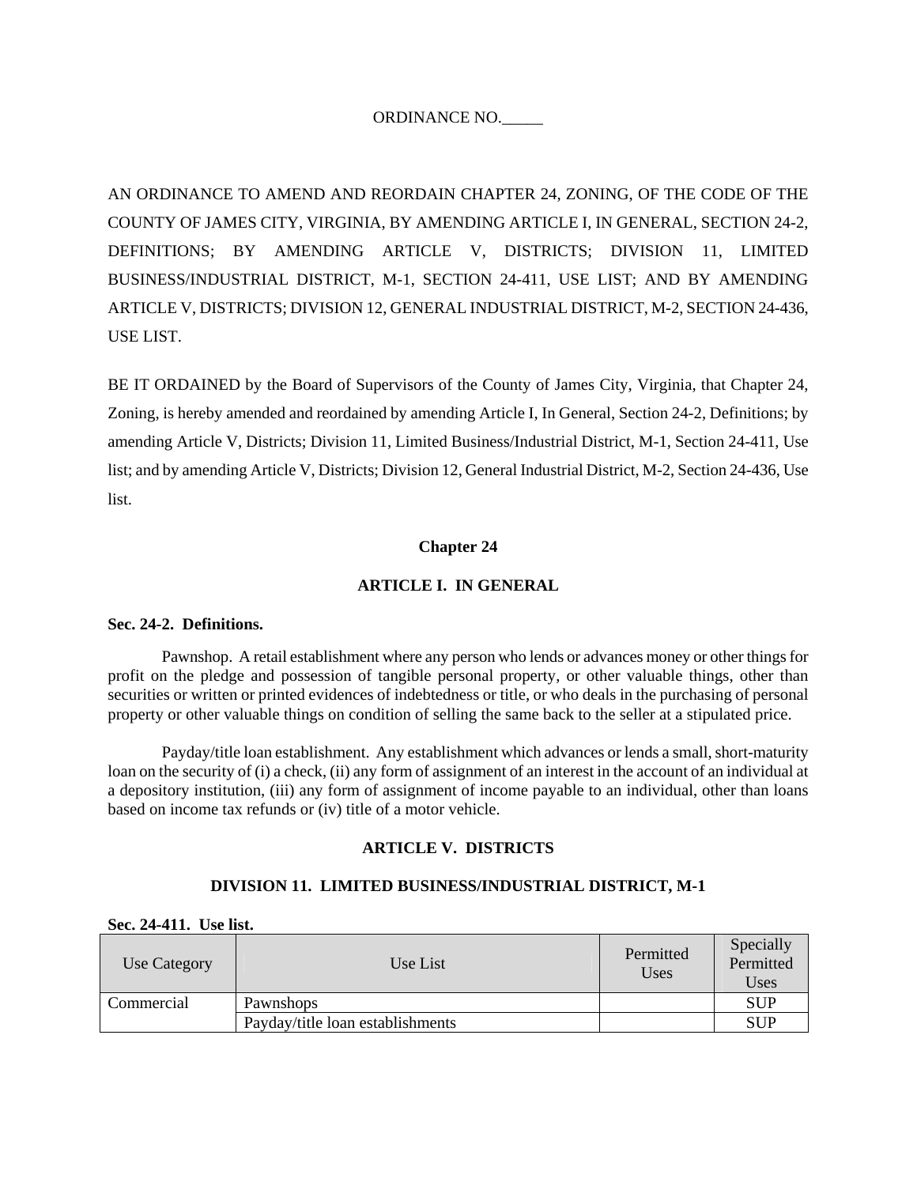ORDINANCE NO._____

AN ORDINANCE TO AMEND AND REORDAIN CHAPTER 24, ZONING, OF THE CODE OF THE COUNTY OF JAMES CITY, VIRGINIA, BY AMENDING ARTICLE I, IN GENERAL, SECTION 24-2, DEFINITIONS; BY AMENDING ARTICLE V, DISTRICTS; DIVISION 11, LIMITED BUSINESS/INDUSTRIAL DISTRICT, M-1, SECTION 24-411, USE LIST; AND BY AMENDING ARTICLE V, DISTRICTS; DIVISION 12, GENERAL INDUSTRIAL DISTRICT, M-2, SECTION 24-436, USE LIST.

BE IT ORDAINED by the Board of Supervisors of the County of James City, Virginia, that Chapter 24, Zoning, is hereby amended and reordained by amending Article I, In General, Section 24-2, Definitions; by amending Article V, Districts; Division 11, Limited Business/Industrial District, M-1, Section 24-411, Use list; and by amending Article V, Districts; Division 12, General Industrial District, M-2, Section 24-436, Use list.

## Chapter 24

### ARTICLE I. IN GENERAL

**Sec. 24-2. Definitions.**

Pawnshop. A retail establishment where any person who lends or advances money or other things for profit on the pledge and possession of tangible personal property, or other valuable things, other than securities or written or printed evidences of indebtedness or title, or who deals in the purchasing of personal property or other valuable things on condition of selling the same back to the seller at a stipulated price.

Payday/title loan establishment. Any establishment which advances or lends a small, short-maturity loan on the security of (i) a check, (ii) any form of assignment of an interest in the account of an individual at a depository institution, (iii) any form of assignment of income payable to an individual, other than loans based on income tax refunds or (iv) title of a motor vehicle.

### ARTICLE V. DISTRICTS

### DIVISION 11. LIMITED BUSINESS/INDUSTRIAL DISTRICT, M-1

**Sec. 24-411. Use list.**

| Use Category | Use List | Permitted Uses | Specially Permitted Uses |
|---|---|---|---|
| Commercial | Pawnshops | | SUP |
| | Payday/title loan establishments | | SUP |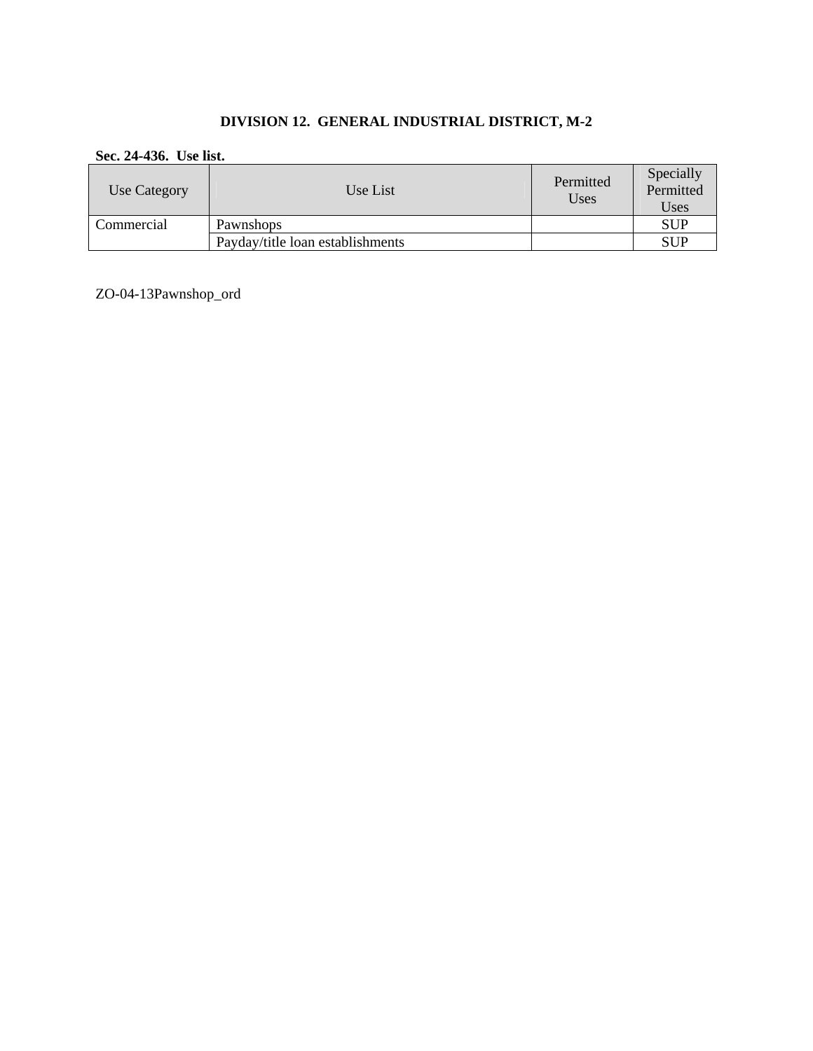**DIVISION 12. GENERAL INDUSTRIAL DISTRICT, M-2**

**Sec. 24-436. Use list.**

| Use Category | Use List | Permitted Uses | Specially Permitted Uses |
|---|---|---|---|
| Commercial | Pawnshops | | SUP |
| | Payday/title loan establishments | | SUP |

ZO-04-13Pawnshop_ord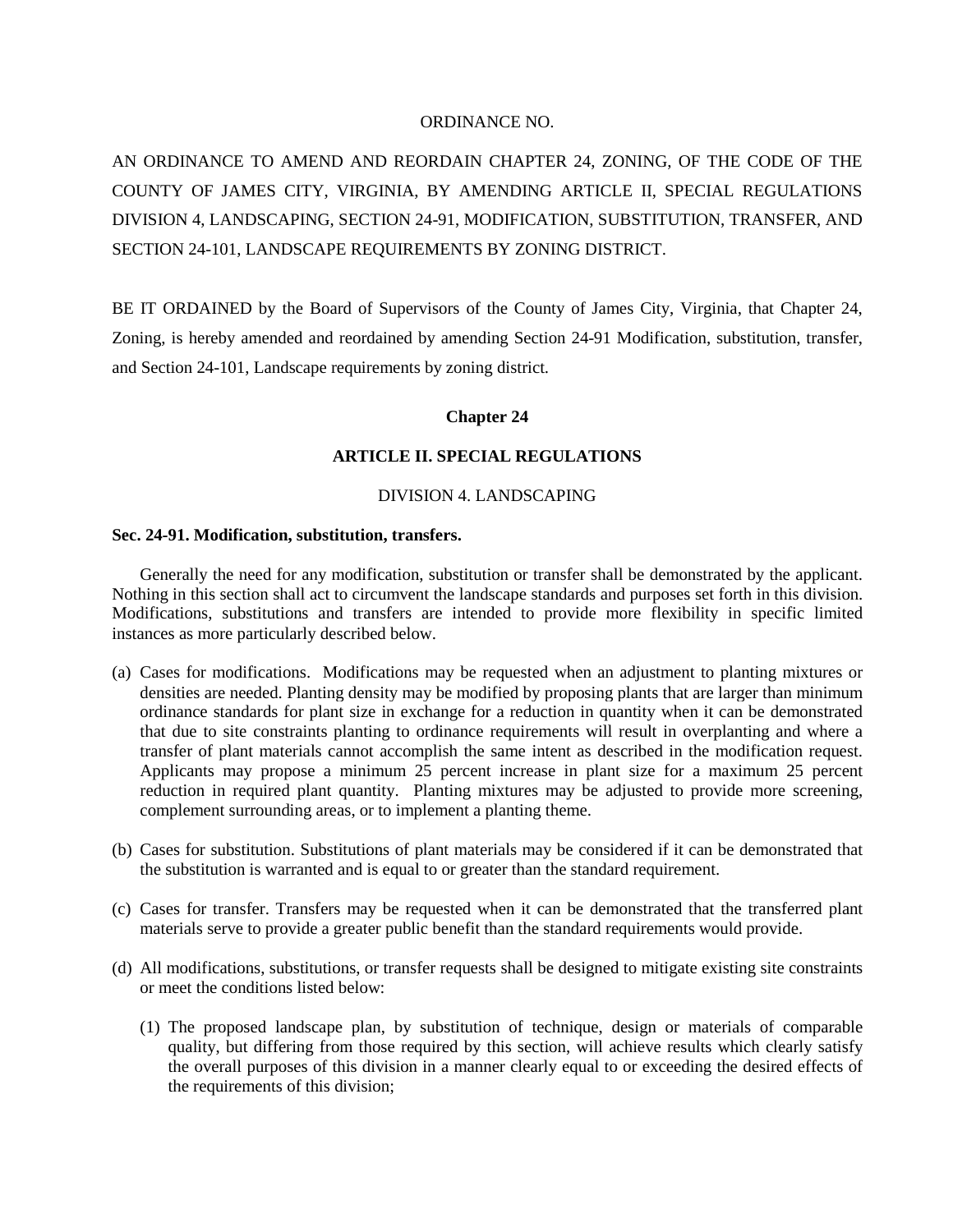ORDINANCE NO.

AN ORDINANCE TO AMEND AND REORDAIN CHAPTER 24, ZONING, OF THE CODE OF THE COUNTY OF JAMES CITY, VIRGINIA, BY AMENDING ARTICLE II, SPECIAL REGULATIONS DIVISION 4, LANDSCAPING, SECTION 24-91, MODIFICATION, SUBSTITUTION, TRANSFER, AND SECTION 24-101, LANDSCAPE REQUIREMENTS BY ZONING DISTRICT.

BE IT ORDAINED by the Board of Supervisors of the County of James City, Virginia, that Chapter 24, Zoning, is hereby amended and reordained by amending Section 24-91 Modification, substitution, transfer, and Section 24-101, Landscape requirements by zoning district.

**Chapter 24**

**ARTICLE II. SPECIAL REGULATIONS**

DIVISION 4. LANDSCAPING

**Sec. 24-91. Modification, substitution, transfers.**

Generally the need for any modification, substitution or transfer shall be demonstrated by the applicant. Nothing in this section shall act to circumvent the landscape standards and purposes set forth in this division. Modifications, substitutions and transfers are intended to provide more flexibility in specific limited instances as more particularly described below.

(a) Cases for modifications. Modifications may be requested when an adjustment to planting mixtures or densities are needed. Planting density may be modified by proposing plants that are larger than minimum ordinance standards for plant size in exchange for a reduction in quantity when it can be demonstrated that due to site constraints planting to ordinance requirements will result in overplanting and where a transfer of plant materials cannot accomplish the same intent as described in the modification request. Applicants may propose a minimum 25 percent increase in plant size for a maximum 25 percent reduction in required plant quantity. Planting mixtures may be adjusted to provide more screening, complement surrounding areas, or to implement a planting theme.

(b) Cases for substitution. Substitutions of plant materials may be considered if it can be demonstrated that the substitution is warranted and is equal to or greater than the standard requirement.

(c) Cases for transfer. Transfers may be requested when it can be demonstrated that the transferred plant materials serve to provide a greater public benefit than the standard requirements would provide.

(d) All modifications, substitutions, or transfer requests shall be designed to mitigate existing site constraints or meet the conditions listed below:

    (1) The proposed landscape plan, by substitution of technique, design or materials of comparable quality, but differing from those required by this section, will achieve results which clearly satisfy the overall purposes of this division in a manner clearly equal to or exceeding the desired effects of the requirements of this division;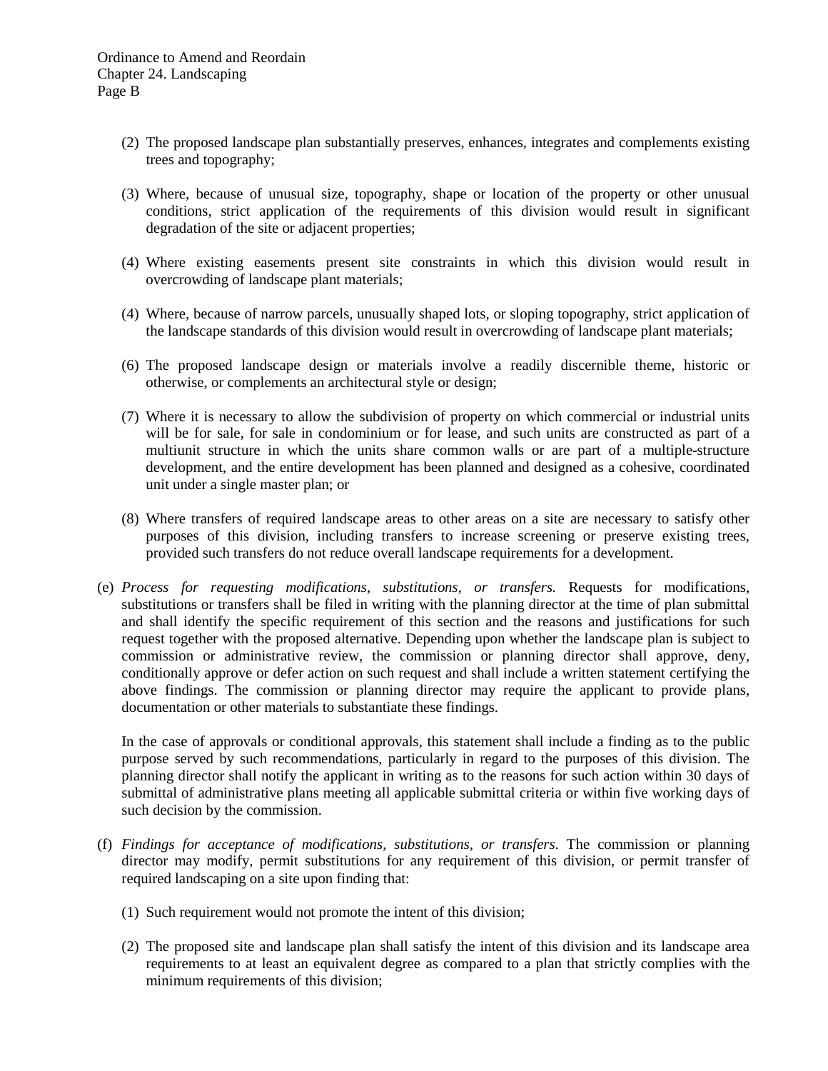(2) The proposed landscape plan substantially preserves, enhances, integrates and complements existing trees and topography;

(3) Where, because of unusual size, topography, shape or location of the property or other unusual conditions, strict application of the requirements of this division would result in significant degradation of the site or adjacent properties;

(4) Where existing easements present site constraints in which this division would result in overcrowding of landscape plant materials;

(4) Where, because of narrow parcels, unusually shaped lots, or sloping topography, strict application of the landscape standards of this division would result in overcrowding of landscape plant materials;

(6) The proposed landscape design or materials involve a readily discernible theme, historic or otherwise, or complements an architectural style or design;

(7) Where it is necessary to allow the subdivision of property on which commercial or industrial units will be for sale, for sale in condominium or for lease, and such units are constructed as part of a multiunit structure in which the units share common walls or are part of a multiple-structure development, and the entire development has been planned and designed as a cohesive, coordinated unit under a single master plan; or

(8) Where transfers of required landscape areas to other areas on a site are necessary to satisfy other purposes of this division, including transfers to increase screening or preserve existing trees, provided such transfers do not reduce overall landscape requirements for a development.

(e) *Process for requesting modifications, substitutions, or transfers.* Requests for modifications, substitutions or transfers shall be filed in writing with the planning director at the time of plan submittal and shall identify the specific requirement of this section and the reasons and justifications for such request together with the proposed alternative. Depending upon whether the landscape plan is subject to commission or administrative review, the commission or planning director shall approve, deny, conditionally approve or defer action on such request and shall include a written statement certifying the above findings. The commission or planning director may require the applicant to provide plans, documentation or other materials to substantiate these findings.

In the case of approvals or conditional approvals, this statement shall include a finding as to the public purpose served by such recommendations, particularly in regard to the purposes of this division. The planning director shall notify the applicant in writing as to the reasons for such action within 30 days of submittal of administrative plans meeting all applicable submittal criteria or within five working days of such decision by the commission.

(f) *Findings for acceptance of modifications, substitutions, or transfers.* The commission or planning director may modify, permit substitutions for any requirement of this division, or permit transfer of required landscaping on a site upon finding that:

(1) Such requirement would not promote the intent of this division;

(2) The proposed site and landscape plan shall satisfy the intent of this division and its landscape area requirements to at least an equivalent degree as compared to a plan that strictly complies with the minimum requirements of this division;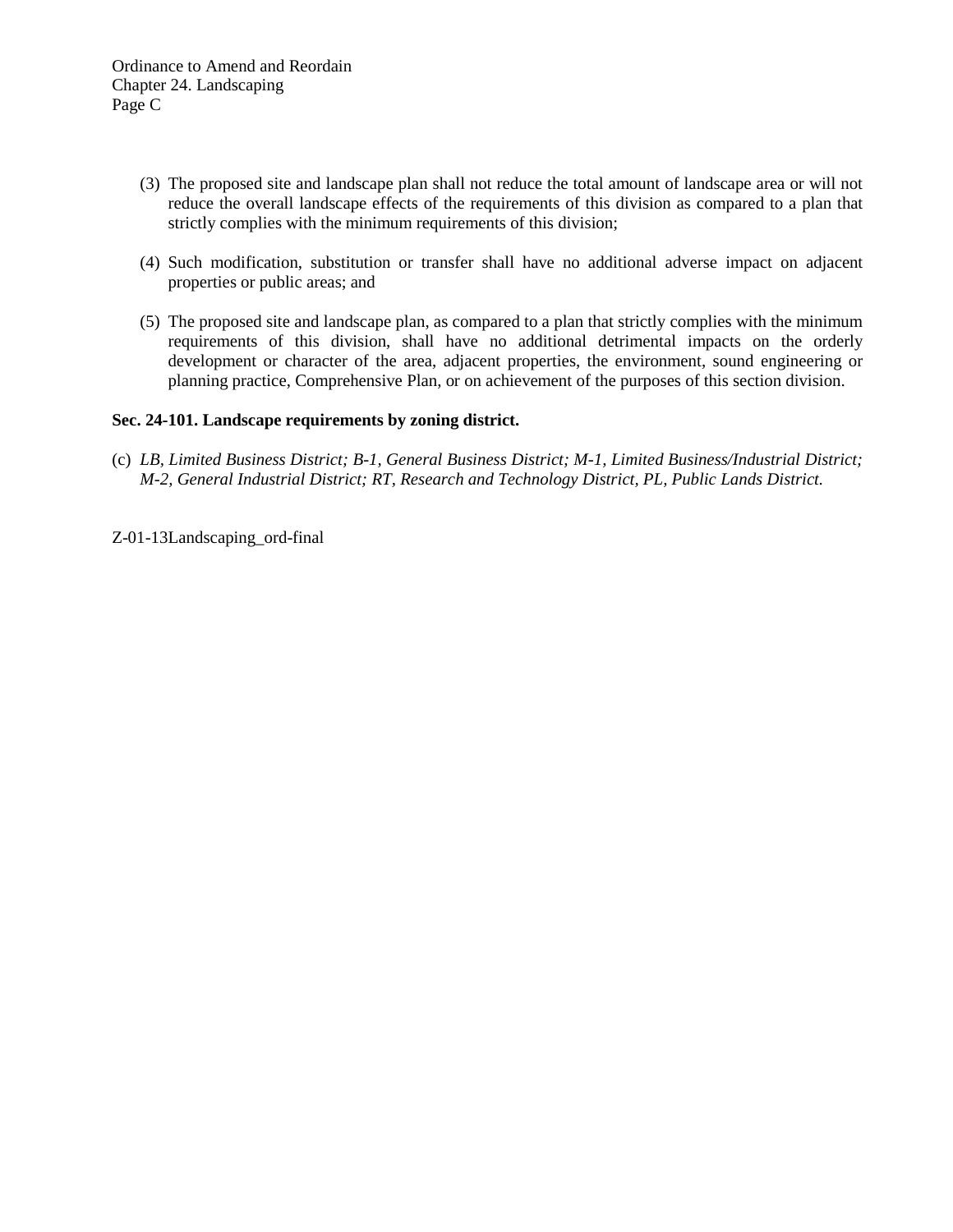(3) The proposed site and landscape plan shall not reduce the total amount of landscape area or will not reduce the overall landscape effects of the requirements of this division as compared to a plan that strictly complies with the minimum requirements of this division;

(4) Such modification, substitution or transfer shall have no additional adverse impact on adjacent properties or public areas; and

(5) The proposed site and landscape plan, as compared to a plan that strictly complies with the minimum requirements of this division, shall have no additional detrimental impacts on the orderly development or character of the area, adjacent properties, the environment, sound engineering or planning practice, Comprehensive Plan, or on achievement of the purposes of this section division.

**Sec. 24-101. Landscape requirements by zoning district.**

(c) *LB, Limited Business District; B-1, General Business District; M-1, Limited Business/Industrial District; M-2, General Industrial District; RT, Research and Technology District, PL, Public Lands District.*

Z-01-13Landscaping_ord-final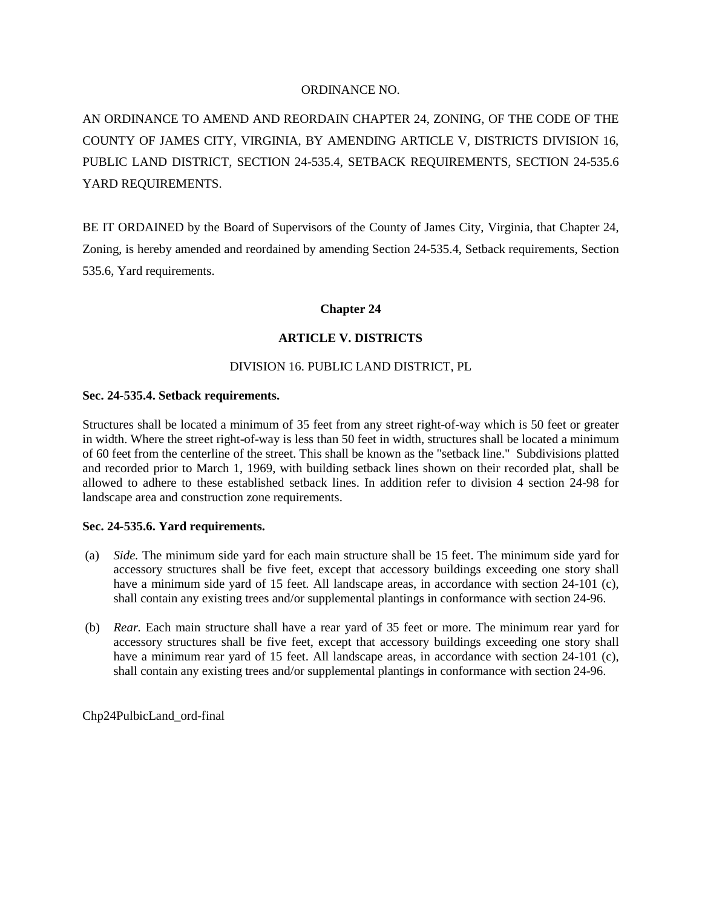ORDINANCE NO.

AN ORDINANCE TO AMEND AND REORDAIN CHAPTER 24, ZONING, OF THE CODE OF THE COUNTY OF JAMES CITY, VIRGINIA, BY AMENDING ARTICLE V, DISTRICTS DIVISION 16, PUBLIC LAND DISTRICT, SECTION 24-535.4, SETBACK REQUIREMENTS, SECTION 24-535.6 YARD REQUIREMENTS.

BE IT ORDAINED by the Board of Supervisors of the County of James City, Virginia, that Chapter 24, Zoning, is hereby amended and reordained by amending Section 24-535.4, Setback requirements, Section 535.6, Yard requirements.

**Chapter 24**

**ARTICLE V. DISTRICTS**

DIVISION 16. PUBLIC LAND DISTRICT, PL

**Sec. 24-535.4. Setback requirements.**

Structures shall be located a minimum of 35 feet from any street right-of-way which is 50 feet or greater in width. Where the street right-of-way is less than 50 feet in width, structures shall be located a minimum of 60 feet from the centerline of the street. This shall be known as the "setback line." Subdivisions platted and recorded prior to March 1, 1969, with building setback lines shown on their recorded plat, shall be allowed to adhere to these established setback lines. In addition refer to division 4 section 24-98 for landscape area and construction zone requirements.

**Sec. 24-535.6. Yard requirements.**

(a) *Side.* The minimum side yard for each main structure shall be 15 feet. The minimum side yard for accessory structures shall be five feet, except that accessory buildings exceeding one story shall have a minimum side yard of 15 feet. All landscape areas, in accordance with section 24-101 (c), shall contain any existing trees and/or supplemental plantings in conformance with section 24-96.

(b) *Rear.* Each main structure shall have a rear yard of 35 feet or more. The minimum rear yard for accessory structures shall be five feet, except that accessory buildings exceeding one story shall have a minimum rear yard of 15 feet. All landscape areas, in accordance with section 24-101 (c), shall contain any existing trees and/or supplemental plantings in conformance with section 24-96.

Chp24PulbicLand_ord-final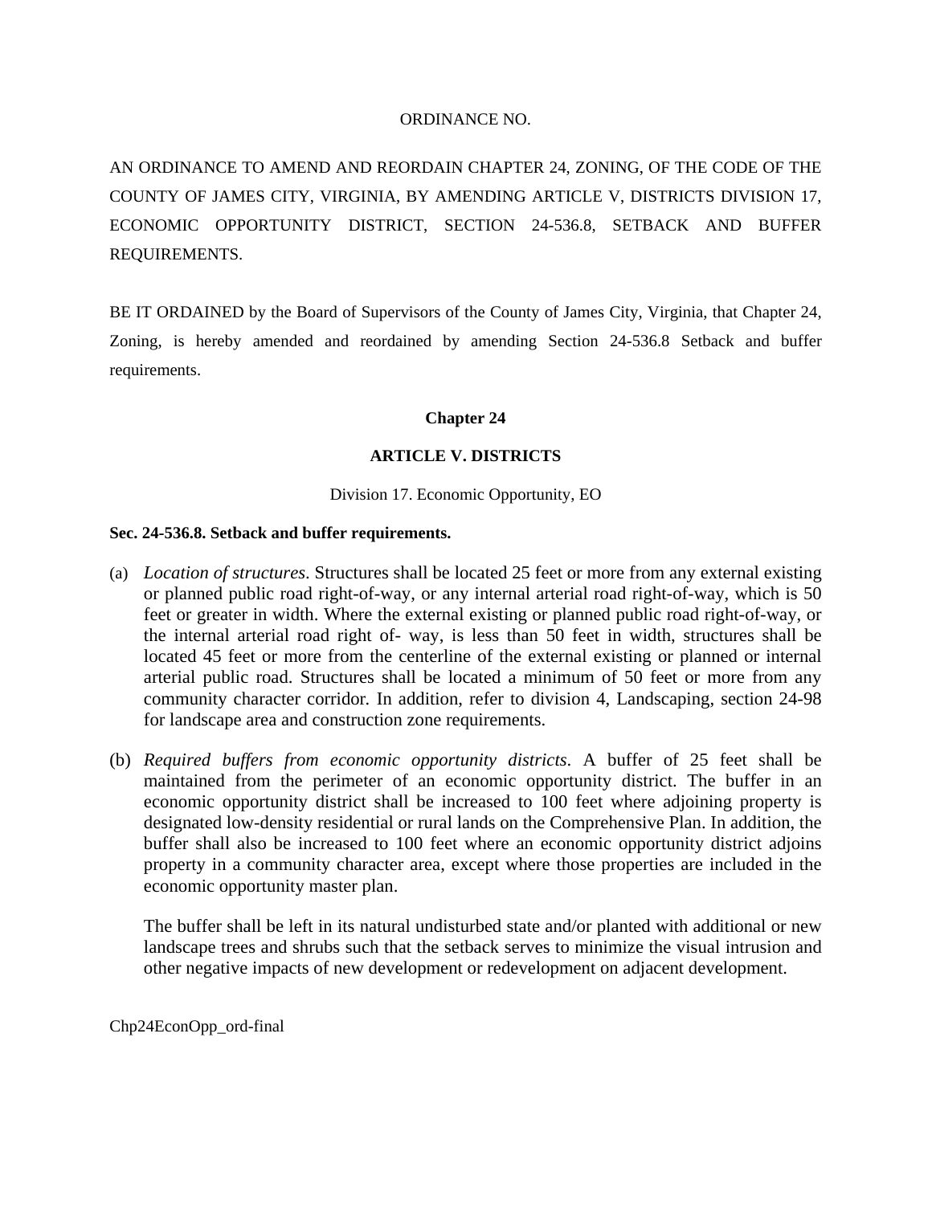ORDINANCE NO.

AN ORDINANCE TO AMEND AND REORDAIN CHAPTER 24, ZONING, OF THE CODE OF THE COUNTY OF JAMES CITY, VIRGINIA, BY AMENDING ARTICLE V, DISTRICTS DIVISION 17, ECONOMIC OPPORTUNITY DISTRICT, SECTION 24-536.8, SETBACK AND BUFFER REQUIREMENTS.

BE IT ORDAINED by the Board of Supervisors of the County of James City, Virginia, that Chapter 24, Zoning, is hereby amended and reordained by amending Section 24-536.8 Setback and buffer requirements.

**Chapter 24**

**ARTICLE V. DISTRICTS**

Division 17. Economic Opportunity, EO

**Sec. 24-536.8. Setback and buffer requirements.**

(a) *Location of structures*. Structures shall be located 25 feet or more from any external existing or planned public road right-of-way, or any internal arterial road right-of-way, which is 50 feet or greater in width. Where the external existing or planned public road right-of-way, or the internal arterial road right of- way, is less than 50 feet in width, structures shall be located 45 feet or more from the centerline of the external existing or planned or internal arterial public road. Structures shall be located a minimum of 50 feet or more from any community character corridor. In addition, refer to division 4, Landscaping, section 24-98 for landscape area and construction zone requirements.

(b) *Required buffers from economic opportunity districts*. A buffer of 25 feet shall be maintained from the perimeter of an economic opportunity district. The buffer in an economic opportunity district shall be increased to 100 feet where adjoining property is designated low-density residential or rural lands on the Comprehensive Plan. In addition, the buffer shall also be increased to 100 feet where an economic opportunity district adjoins property in a community character area, except where those properties are included in the economic opportunity master plan.

The buffer shall be left in its natural undisturbed state and/or planted with additional or new landscape trees and shrubs such that the setback serves to minimize the visual intrusion and other negative impacts of new development or redevelopment on adjacent development.

Chp24EconOpp_ord-final